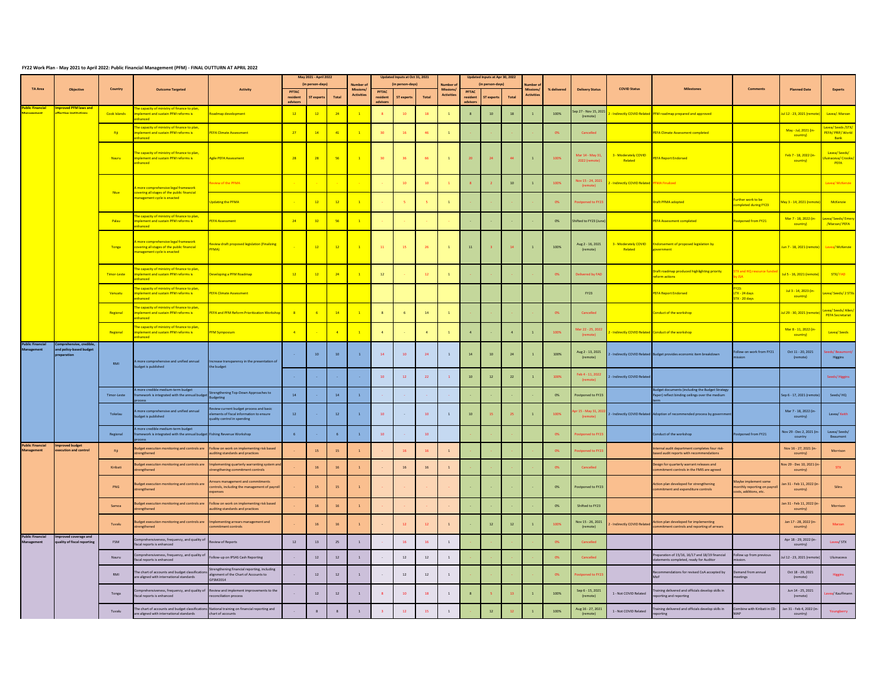**FY22 Work Plan - May 2021 to April 2022: Public Financial Management (PFM) - FINAL OUTTURN AT APRIL 2022**

| TA Area | Objective | Country | Outcome Targeted | Activity | May 2021 - April 2022 (in person-days) | | | Number of Missions/ Activities | Updated Inputs at Oct 31, 2021 (in person-days) | | | Number of Missions/ Activities | Updated Inputs at Apr 30, 2022 (in person-days) | | | Number of Missions/ Activities | % delivered | Delivery Status | COVID Status | Milestones | Comments | Planned Date | Experts |
|---|---|---|---|---|---|---|---|---|---|---|---|---|---|---|---|---|---|---|---|---|---|---|---|
| | | | | | PFTAC resident advisors | ST experts | Total | | PFTAC resident advisors | ST experts | Total | | PFTAC resident advisors | ST experts | Total | | | | | | | | |
| Public Financial Management | Improved PFM laws and effective institutions | Cook Islands | The capacity of ministry of finance to plan, implement and sustain PFM reforms is enhanced | Roadmap development | 12 | 12 | 24 | 1 | 8 | 10 | 18 | 1 | 8 | 10 | 18 | 1 | 100% | Sep 27 - Nov 15, 2021 (remote) | 2 - Indirectly COVID Related | PFM roadmap prepared and approved | | Jul 12 - 23, 2021 (remote) | Lavea/. Marzan |
| | | Fiji | The capacity of ministry of finance to plan, implement and sustain PFM reforms is enhanced | PEFA Climate Assessment | 27 | 14 | 41 | 1 | 30 | 16 | 46 | 1 | - | - | - | - | 0% | Cancelled | | PEFA Climate Assessment completed | | May - Jul, 2021 (in-country) | Lavea/ Seeds /STX/ PEFA/ PMF/ World Bank |
| | | Nauru | The capacity of ministry of finance to plan, implement and sustain PFM reforms is enhanced | Agile PEFA Assessment | 28 | 28 | 56 | 1 | 30 | 36 | 66 | 1 | 20 | 24 | 44 | 1 | 100% | Mar 14 - May 31, 2022 (remote) | 3 - Moderately COVID Related | PEFA Report Endorsed | | Feb 7 - 18, 2022 (in-country) | Lavea/ Seeds/ Uluinaceva/ Crooke/ PEFA |
| | | Niue | A more comprehensive legal framework covering all stages of the public financial management cycle is enacted | Review of the PFMA | - | - | - | - | - | 10 | 10 | 1 | 8 | 2 | 10 | 1 | 100% | Nov 15 - 24, 2021 (remote) | 2 - Indirectly COVID Related | PFMA Finalized | | | Lavea/ McKenzie |
| | | | | Updating the PFMA | - | 12 | 12 | 1 | - | 5 | 5 | 1 | - | - | - | - | 0% | Postponed to FY23 | | Draft PFMA adopted | Further work to be completed during FY23 | May 3 - 14, 2021 (remote) | McKenzie |
| | | Palau | The capacity of ministry of finance to plan, implement and sustain PFM reforms is enhanced | PEFA Assessment | 24 | 32 | 56 | 1 | - | - | - | - | - | - | - | - | 0% | Shifted to FY23 (June) | | PEFA Assessment completed | Postponed from FY21 | Mar 7 - 18, 2022 (in-country) | Lavea/ Seeds/ Emery /Marzan/ PEFA |
| | | Tonga | A more comprehensive legal framework covering all stages of the public financial management cycle is enacted | Review draft proposed legislation (Finalizing PFMA) | - | 12 | 12 | 1 | 11 | 15 | 26 | 1 | 11 | 3 | 14 | 1 | 100% | Aug 2 - 16, 2021 (remote) | 3 - Moderately COVID Related | Endorsement of proposed legislation by government | | Jun 7 - 18, 2021 (remote) | Lavea/ McKenzie |
| | | Timor-Leste | The capacity of ministry of finance to plan, implement and sustain PFM reforms is enhanced | Developing a PFM Roadmap | 12 | 12 | 24 | 1 | 12 | - | 12 | 1 | - | - | - | - | 0% | Delivered by FAD | | Draft roadmap produced highlighting priority reform actions | STX and HQ resource funded by JSA | Jul 5 - 16, 2021 (remote) | STX/ FAD |
| | | Vanuatu | The capacity of ministry of finance to plan, implement and sustain PFM reforms is enhanced | PEFA Climate Assessment | | | | | | | | | | | | | | FY23 | | PEFA Report Endorsed | FY23: LTX - 24 days STX - 20 days | Jul 3 - 14, 2023 (in-country) | Lavea/ Seeds/ 2 STXs |
| | | Regional | The capacity of ministry of finance to plan, implement and sustain PFM reforms is enhanced | PEFA and PFM Reform Prioritization Workshop | 8 | 6 | 14 | 1 | 8 | 6 | 14 | 1 | - | - | - | - | 0% | Cancelled | | Conduct of the workshop | | Jul 29 - 30, 2021 (remote) | Lavea/ Seeds/ Allen/ PEFA Secretariat |
| | | Regional | The capacity of ministry of finance to plan, implement and sustain PFM reforms is enhanced | PFM Symposium | 4 | - | 4 | 1 | 4 | - | 4 | 1 | 4 | - | 4 | 1 | 100% | Mar 22 - 25, 2022 (remote) | 2 - Indirectly COVID Related | Conduct of the workshop | | Mar 8 - 11, 2022 (in-country) | Lavea/ Seeds |
| Public Financial Management | Comprehensive, credible, and policy-based budget preparation | RMI | A more comprehensive and unified annual budget is published | Increase transparency in the presentation of the budget | - | 10 | 10 | 1 | 14 | 10 | 24 | 1 | 14 | 10 | 24 | 1 | 100% | Aug 2 - 13, 2021 (remote) | 2 - Indirectly COVID Related | Budget provides economic item breakdown | Follow-on work from FY21 mission | Oct 11 - 20, 2021 (remote) | Seeds/ Beaumont/ Higgins |
| | | | | | - | - | - | - | 10 | 12 | 22 | 1 | 10 | 12 | 22 | 1 | 100% | Feb 4 - 11, 2022 (remote) | 2 - Indirectly COVID Related | | | | Seeds/ Higgins |
| | | Timor-Leste | A more credible medium-term budget framework is integrated with the annual budget process | Strengthening Top-Down Approaches to Budgeting | 14 | - | 14 | 1 | - | - | - | - | - | - | - | - | 0% | Postponed to FY23 | | Budget documents (including the Budget Strategy Paper) reflect binding ceilings over the medium term | | Sep 6 - 17, 2021 (remote) | Seeds/ HQ |
| | | Tokelau | A more comprehensive and unified annual budget is published | Review current budget process and basic elements of fiscal information to ensure quality control in spending | 12 | - | 12 | 1 | 10 | - | 10 | 1 | 10 | 15 | 25 | 1 | 100% | Apr 15 - May 31, 2022 (remote) | 2 - Indirectly COVID Related | Adoption of recommended process by government | | Mar 7 - 18, 2022 (in-country) | Lavea/ Keith |
| | | Regional | A more credible medium-term budget framework is integrated with the annual budget process | Fishing Revenue Workshop | 6 | - | 6 | 1 | 10 | - | 10 | | - | - | - | - | 0% | Postponed to FY23 | | Conduct of the workshop | Postponed from FY21 | Nov 29 - Dec 2, 2021 (in-country) | Lavea/ Seeds/ Beaumont |
| Public Financial Management | Improved budget execution and control | Fiji | Budget execution monitoring and controls are strengthened | Follow on work on implementing risk based auditing standards and practices | - | 15 | 15 | 1 | - | 16 | 16 | 1 | - | - | - | - | 0% | Postponed to FY23 | | Internal audit department completes four risk-based audit reports with recommendations | | Nov 16 - 27, 2021 (in-country) | Morrison |
| | | Kiribati | Budget execution monitoring and controls are strengthened | Implementing quarterly warranting system and strengthening commitment controls | - | 16 | 16 | 1 | - | 16 | 16 | 1 | - | - | - | - | 0% | Cancelled | | Design for quarterly warrant releases and commitment controls in the FMIS are agreed | | Nov 29 - Dec 10, 2021 (in-country) | STX |
| | | PNG | Budget execution monitoring and controls are strengthened | Arrears management and commitments controls, including the management of payroll expenses | - | 15 | 15 | 1 | - | - | - | - | - | - | - | - | 0% | Postponed to FY23 | | Action plan developed for strengthening commitment and expenditure controls | Maybe implement some monthly reporting on payroll costs, additions, etc. | Jan 31 - Feb 11, 2022 (in-country) | Silins |
| | | Samoa | Budget execution monitoring and controls are strengthened | Follow on work on implementing risk based auditing standards and practices | - | 16 | 16 | 1 | - | - | - | - | - | - | - | - | 0% | Shifted to FY23 | | | | Jan 31 - Feb 11, 2022 (in-country) | Morrison |
| | | Tuvalu | Budget execution monitoring and controls are strengthened | Implementing arrears management and commitment controls | - | 16 | 16 | 1 | - | 12 | 12 | 1 | - | 12 | 12 | 1 | 100% | Nov 15 - 26, 2021 (remote) | 2 - Indirectly COVID Related | Action plan developed for implementing commitment controls and reporting of arrears | | Jan 17 - 28, 2022 (in-country) | Marzan |
| Public Financial Management | Improved coverage and quality of fiscal reporting | FSM | Comprehensiveness, frequency, and quality of fiscal reports is enhanced | Review of Reports | 12 | 13 | 25 | 1 | - | 16 | 16 | 1 | - | - | - | - | 0% | Cancelled | | | | Apr 18 - 29, 2022 (in-country) | Lavea/ STX |
| | | Nauru | Comprehensiveness, frequency, and quality of fiscal reports is enhanced | Follow-up on IPSAS Cash Reporting | - | 12 | 12 | 1 | - | 12 | 12 | 1 | - | - | - | - | 0% | Cancelled | | Preparation of 15/16, 16/17 and 18/19 financial statements completed, ready for Auditor | Follow up from previous mission. | Jul 12 - 23, 2021 (remote) | Uluinaceva |
| | | RMI | The chart of accounts and budget classifications are aligned with international standards | Strengthening financial reporting, including alignment of the Chart of Accounts to GFSM2014 | - | 12 | 12 | 1 | - | 12 | 12 | 1 | - | - | - | - | 0% | Postponed to FY23 | | Recommendations for revised CoA accepted by MoF | Demand from annual meetings | Oct 18 - 29, 2021 (remote) | Higgins |
| | | Tonga | Comprehensiveness, frequency, and quality of fiscal reports is enhanced | Review and implement improvements to the reconciliation process | - | 12 | 12 | 1 | 8 | 10 | 18 | 1 | 8 | 5 | 13 | 1 | 100% | Sep 6 - 15, 2021 (remote) | 1 - Not COVID Related | Training delivered and officials develop skills in reporting and reporting | | Jun 14 - 25, 2021 (remote) | Lavea/ Kauffmann |
| | | Tuvalu | The chart of accounts and budget classifications are aligned with international standards | National training on financial reporting and chart of accounts | - | 8 | 8 | 1 | 3 | 12 | 15 | 1 | - | 12 | 12 | 1 | 100% | Aug 16 - 27, 2021 (remote) | 1 - Not COVID Related | Training delivered and officials develop skills in reporting | Combine with Kiribati in CD-MAP | Jan 31 - Feb 4, 2022 (in-country) | Youngberry |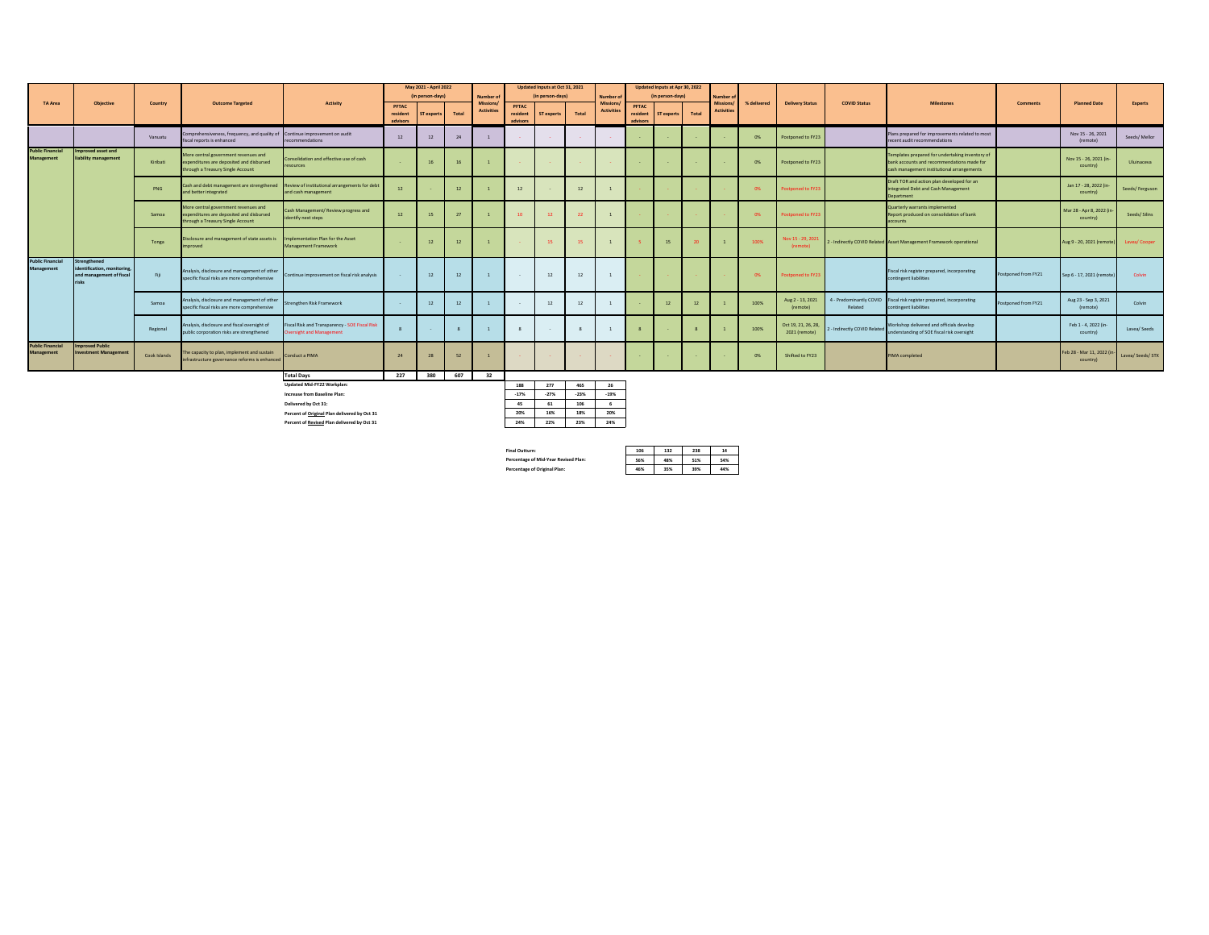| TA Area | Objective | Country | Outcome Targeted | Activity | May 2021 - April 2022 (in person-days) | | | Number of Missions/ Activities | Updated Inputs at Oct 31, 2021 (in person-days) | | | Number of Missions/ Activities | Updated Inputs at Apr 30, 2022 (in person-days) | | | Number of Missions/ Activities | % delivered | Delivery Status | COVID Status | Milestones | Comments | Planned Date | Experts |
|---|---|---|---|---|---|---|---|---|---|---|---|---|---|---|---|---|---|---|---|---|---|---|---|
| | | | | | PFTAC resident advisors | ST experts | Total | | PFTAC resident advisors | ST experts | Total | | PFTAC resident advisors | ST experts | Total | | | | | | | | |
| | | Vanuatu | Comprehensiveness, frequency, and quality of fiscal reports is enhanced | Continue improvement on audit recommendations | 12 | 12 | 24 | 1 | - | - | - | - | - | - | - | - | 0% | Postponed to FY23 | | Plans prepared for improvements related to most recent audit recommendations | | Nov 15 - 26, 2021 (remote) | Seeds/ Mellor |
| Public Financial Management | Improved asset and liability management | Kiribati | More central government revenues and expenditures are deposited and disbursed through a Treasury Single Account | Consolidation and effective use of cash resources | - | 16 | 16 | 1 | - | - | - | - | - | - | - | - | 0% | Postponed to FY23 | | Templates prepared for undertaking inventory of bank accounts and recommendations made for cash management institutional arrangements | | Nov 15 - 26, 2021 (in-country) | Uluinaceva |
| | | PNG | Cash and debt management are strengthened and better integrated | Review of institutional arrangements for debt and cash management | 12 | - | 12 | 1 | 12 | - | 12 | 1 | - | - | - | - | 0% | Postponed to FY23 | | Draft TOR and action plan developed for an integrated Debt and Cash Management Department | | Jan 17 - 28, 2022 (in-country) | Seeds/ Ferguson |
| | | Samoa | More central government revenues and expenditures are deposited and disbursed through a Treasury Single Account | Cash Management/ Review progress and identify next steps | 12 | 15 | 27 | 1 | 10 | 12 | 22 | 1 | - | - | - | - | 0% | Postponed to FY23 | | Quarterly warrants implemented Report produced on consolidation of bank accounts | | Mar 28 - Apr 8, 2022 (in-country) | Seeds/ Silins |
| | | Tonga | Disclosure and management of state assets is improved | Implementation Plan for the Asset Management Framework | - | 12 | 12 | 1 | - | 15 | 15 | 1 | 5 | 15 | 20 | 1 | 100% | Nov 15 - 29, 2021 (remote) | 2 - Indirectly COVID Related | Asset Management Framework operational | | Aug 9 - 20, 2021 (remote) | Lavea/ Cooper |
| Public Financial Management | Strengthened identification, monitoring, and management of fiscal risks | Fiji | Analysis, disclosure and management of other specific fiscal risks are more comprehensive | Continue improvement on fiscal risk analysis | - | 12 | 12 | 1 | - | 12 | 12 | 1 | - | - | - | - | 0% | Postponed to FY23 | | Fiscal risk register prepared, incorporating contingent liabilities | Postponed from FY21 | Sep 6 - 17, 2021 (remote) | Colvin |
| | | Samoa | Analysis, disclosure and management of other specific fiscal risks are more comprehensive | Strengthen Risk Framework | - | 12 | 12 | 1 | - | 12 | 12 | 1 | - | 12 | 12 | 1 | 100% | Aug 2 - 13, 2021 (remote) | 4 - Predominantly COVID Related | Fiscal risk register prepared, incorporating contingent liabilities | Postponed from FY21 | Aug 23 - Sep 3, 2021 (remote) | Colvin |
| | | Regional | Analysis, disclosure and fiscal oversight of public corporation risks are strengthened | Fiscal Risk and Transparency - SOE Fiscal Risk Oversight and Management | 8 | - | 8 | 1 | 8 | - | 8 | 1 | 8 | - | 8 | 1 | 100% | Oct 19, 21, 26, 28, 2021 (remote) | 2 - Indirectly COVID Related | Workshop delivered and officials develop understanding of SOE fiscal risk oversight | | Feb 1 - 4, 2022 (in-country) | Lavea/ Seeds |
| Public Financial Management | Improved Public Investment Management | Cook Islands | The capacity to plan, implement and sustain infrastructure governance reforms is enhanced | Conduct a PIMA | 24 | 28 | 52 | 1 | - | - | - | - | - | - | - | - | 0% | Shifted to FY23 | | PIMA completed | | Feb 28 - Mar 11, 2022 (in-country) | Lavea/ Seeds/ STX |
| | | | | **Total Days** | 227 | 380 | 607 | 32 | | | | | | | | | | | | | | | |
| | | | | **Updated Mid-FY22 Workplan:** | | | | | 188 | 277 | 465 | 26 | | | | | | | | | | | |
| | | | | **Increase from Baseline Plan:** | | | | | -17% | -27% | -23% | -19% | | | | | | | | | | | |
| | | | | **Delivered by Oct 31:** | | | | | 45 | 61 | 106 | 6 | | | | | | | | | | | |
| | | | | **Percent of Original Plan delivered by Oct 31** | | | | | 20% | 16% | 18% | 20% | | | | | | | | | | | |
| | | | | **Percent of Revised Plan delivered by Oct 31** | | | | | 24% | 22% | 23% | 24% | | | | | | | | | | | |
| | | | | | | | | | **Final Outturn:** | | | | 106 | 132 | 238 | 14 | | | | | | | |
| | | | | | | | | | **Percentage of Mid-Year Revised Plan:** | | | | 56% | 48% | 51% | 54% | | | | | | | |
| | | | | | | | | | **Percentage of Original Plan:** | | | | 46% | 35% | 39% | 44% | | | | | | | |